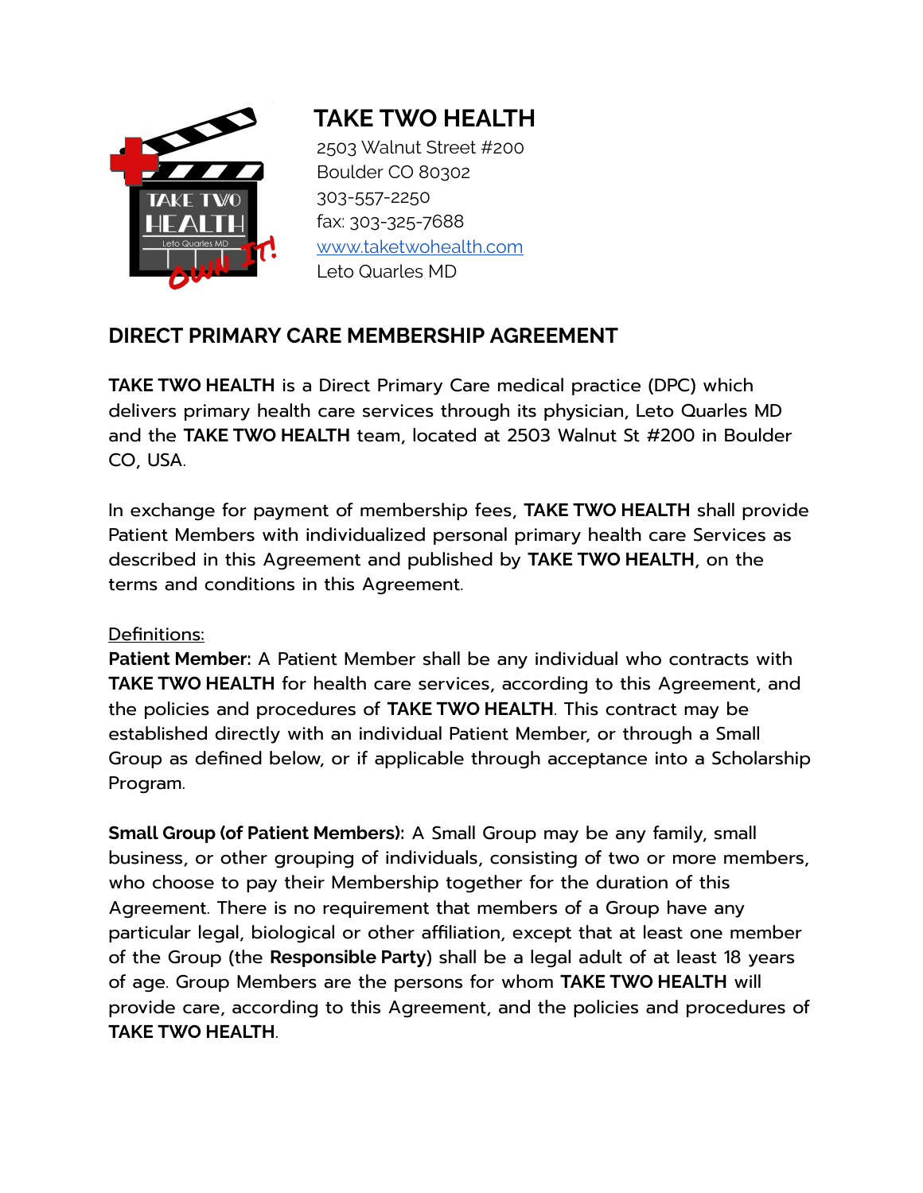# TAKE TWO HEALTH

2503 Walnut Street #200
Boulder CO 80302
303-557-2250
fax: 303-325-7688
[www.taketwohealth.com](http://www.taketwohealth.com)
Leto Quarles MD

## DIRECT PRIMARY CARE MEMBERSHIP AGREEMENT

**TAKE TWO HEALTH** is a Direct Primary Care medical practice (DPC) which delivers primary health care services through its physician, Leto Quarles MD and the **TAKE TWO HEALTH** team, located at 2503 Walnut St #200 in Boulder CO, USA.

In exchange for payment of membership fees, **TAKE TWO HEALTH** shall provide Patient Members with individualized personal primary health care Services as described in this Agreement and published by **TAKE TWO HEALTH**, on the terms and conditions in this Agreement.

<u>Definitions:</u>

**Patient Member:** A Patient Member shall be any individual who contracts with **TAKE TWO HEALTH** for health care services, according to this Agreement, and the policies and procedures of **TAKE TWO HEALTH**. This contract may be established directly with an individual Patient Member, or through a Small Group as defined below, or if applicable through acceptance into a Scholarship Program.

**Small Group (of Patient Members):** A Small Group may be any family, small business, or other grouping of individuals, consisting of two or more members, who choose to pay their Membership together for the duration of this Agreement. There is no requirement that members of a Group have any particular legal, biological or other affiliation, except that at least one member of the Group (the **Responsible Party**) shall be a legal adult of at least 18 years of age. Group Members are the persons for whom **TAKE TWO HEALTH** will provide care, according to this Agreement, and the policies and procedures of **TAKE TWO HEALTH**.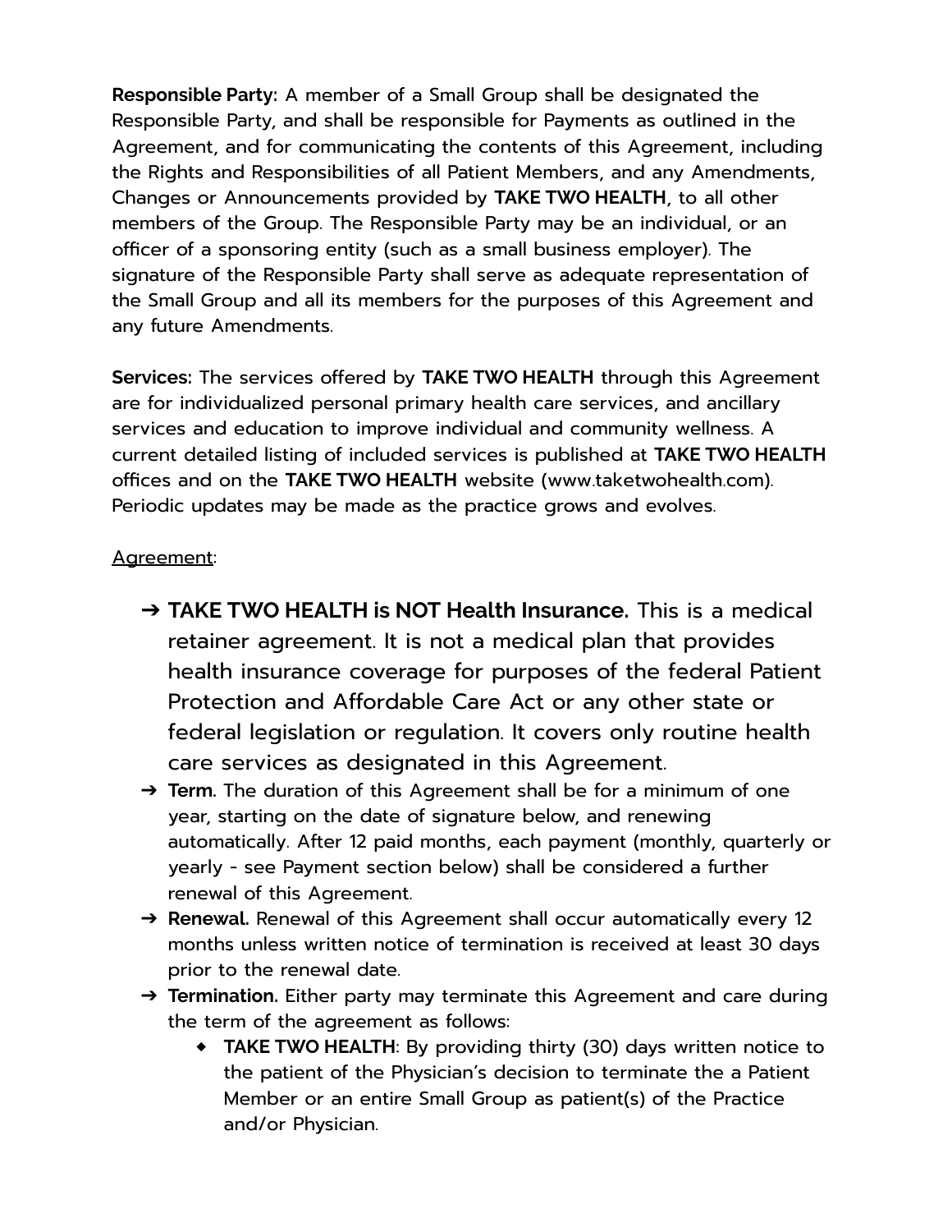**Responsible Party:** A member of a Small Group shall be designated the Responsible Party, and shall be responsible for Payments as outlined in the Agreement, and for communicating the contents of this Agreement, including the Rights and Responsibilities of all Patient Members, and any Amendments, Changes or Announcements provided by **TAKE TWO HEALTH**, to all other members of the Group. The Responsible Party may be an individual, or an officer of a sponsoring entity (such as a small business employer). The signature of the Responsible Party shall serve as adequate representation of the Small Group and all its members for the purposes of this Agreement and any future Amendments.

**Services:** The services offered by **TAKE TWO HEALTH** through this Agreement are for individualized personal primary health care services, and ancillary services and education to improve individual and community wellness. A current detailed listing of included services is published at **TAKE TWO HEALTH** offices and on the **TAKE TWO HEALTH** website (www.taketwohealth.com). Periodic updates may be made as the practice grows and evolves.

<u>Agreement</u>:

- ➔ **TAKE TWO HEALTH is NOT Health Insurance.** This is a medical retainer agreement. It is not a medical plan that provides health insurance coverage for purposes of the federal Patient Protection and Affordable Care Act or any other state or federal legislation or regulation. It covers only routine health care services as designated in this Agreement.
- ➔ **Term.** The duration of this Agreement shall be for a minimum of one year, starting on the date of signature below, and renewing automatically. After 12 paid months, each payment (monthly, quarterly or yearly - see Payment section below) shall be considered a further renewal of this Agreement.
- ➔ **Renewal.** Renewal of this Agreement shall occur automatically every 12 months unless written notice of termination is received at least 30 days prior to the renewal date.
- ➔ **Termination.** Either party may terminate this Agreement and care during the term of the agreement as follows:
  - **TAKE TWO HEALTH**: By providing thirty (30) days written notice to the patient of the Physician's decision to terminate the a Patient Member or an entire Small Group as patient(s) of the Practice and/or Physician.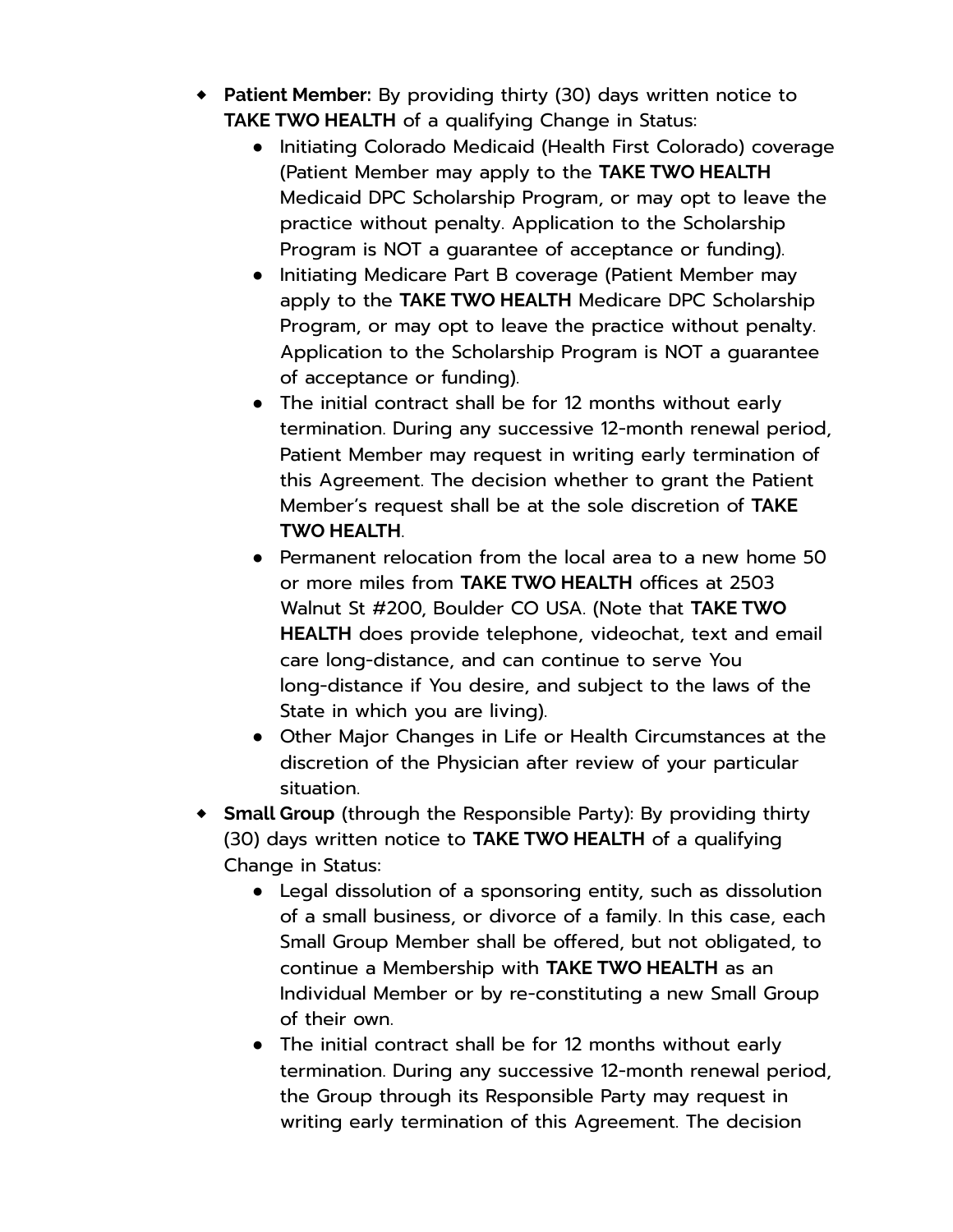- **Patient Member:** By providing thirty (30) days written notice to **TAKE TWO HEALTH** of a qualifying Change in Status:
    - Initiating Colorado Medicaid (Health First Colorado) coverage (Patient Member may apply to the **TAKE TWO HEALTH** Medicaid DPC Scholarship Program, or may opt to leave the practice without penalty. Application to the Scholarship Program is NOT a guarantee of acceptance or funding).
    - Initiating Medicare Part B coverage (Patient Member may apply to the **TAKE TWO HEALTH** Medicare DPC Scholarship Program, or may opt to leave the practice without penalty. Application to the Scholarship Program is NOT a guarantee of acceptance or funding).
    - The initial contract shall be for 12 months without early termination. During any successive 12-month renewal period, Patient Member may request in writing early termination of this Agreement. The decision whether to grant the Patient Member's request shall be at the sole discretion of **TAKE TWO HEALTH**.
    - Permanent relocation from the local area to a new home 50 or more miles from **TAKE TWO HEALTH** offices at 2503 Walnut St #200, Boulder CO USA. (Note that **TAKE TWO HEALTH** does provide telephone, videochat, text and email care long-distance, and can continue to serve You long-distance if You desire, and subject to the laws of the State in which you are living).
    - Other Major Changes in Life or Health Circumstances at the discretion of the Physician after review of your particular situation.
- **Small Group** (through the Responsible Party): By providing thirty (30) days written notice to **TAKE TWO HEALTH** of a qualifying Change in Status:
    - Legal dissolution of a sponsoring entity, such as dissolution of a small business, or divorce of a family. In this case, each Small Group Member shall be offered, but not obligated, to continue a Membership with **TAKE TWO HEALTH** as an Individual Member or by re-constituting a new Small Group of their own.
    - The initial contract shall be for 12 months without early termination. During any successive 12-month renewal period, the Group through its Responsible Party may request in writing early termination of this Agreement. The decision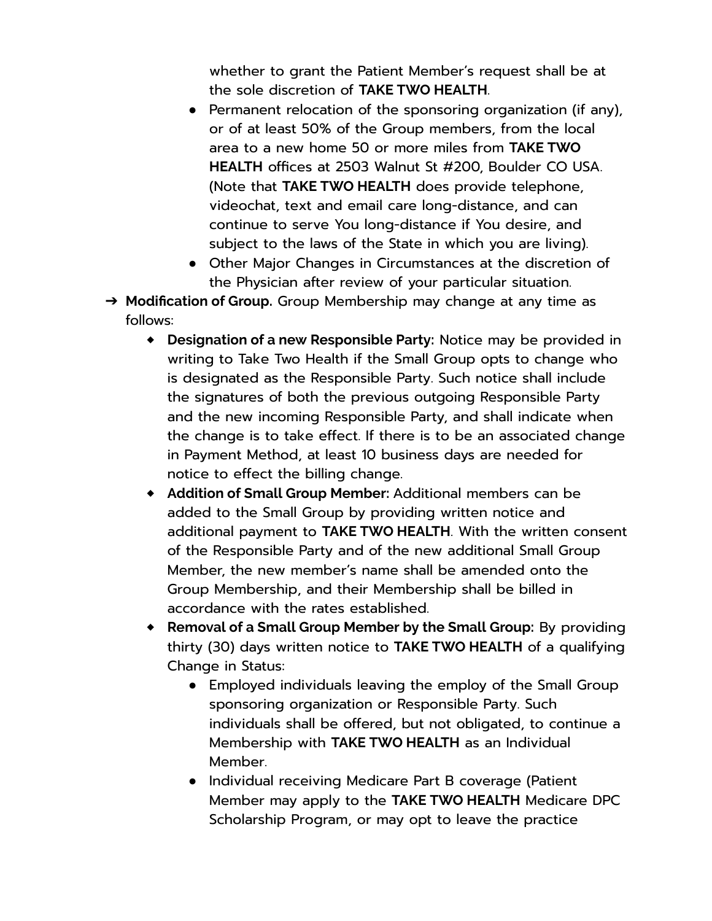whether to grant the Patient Member's request shall be at the sole discretion of **TAKE TWO HEALTH**.

    - Permanent relocation of the sponsoring organization (if any), or of at least 50% of the Group members, from the local area to a new home 50 or more miles from **TAKE TWO HEALTH** offices at 2503 Walnut St #200, Boulder CO USA. (Note that **TAKE TWO HEALTH** does provide telephone, videochat, text and email care long-distance, and can continue to serve You long-distance if You desire, and subject to the laws of the State in which you are living).
    - Other Major Changes in Circumstances at the discretion of the Physician after review of your particular situation.

- **Modification of Group.** Group Membership may change at any time as follows:
  - **Designation of a new Responsible Party:** Notice may be provided in writing to Take Two Health if the Small Group opts to change who is designated as the Responsible Party. Such notice shall include the signatures of both the previous outgoing Responsible Party and the new incoming Responsible Party, and shall indicate when the change is to take effect. If there is to be an associated change in Payment Method, at least 10 business days are needed for notice to effect the billing change.
  - **Addition of Small Group Member:** Additional members can be added to the Small Group by providing written notice and additional payment to **TAKE TWO HEALTH**. With the written consent of the Responsible Party and of the new additional Small Group Member, the new member's name shall be amended onto the Group Membership, and their Membership shall be billed in accordance with the rates established.
  - **Removal of a Small Group Member by the Small Group:** By providing thirty (30) days written notice to **TAKE TWO HEALTH** of a qualifying Change in Status:
    - Employed individuals leaving the employ of the Small Group sponsoring organization or Responsible Party. Such individuals shall be offered, but not obligated, to continue a Membership with **TAKE TWO HEALTH** as an Individual Member.
    - Individual receiving Medicare Part B coverage (Patient Member may apply to the **TAKE TWO HEALTH** Medicare DPC Scholarship Program, or may opt to leave the practice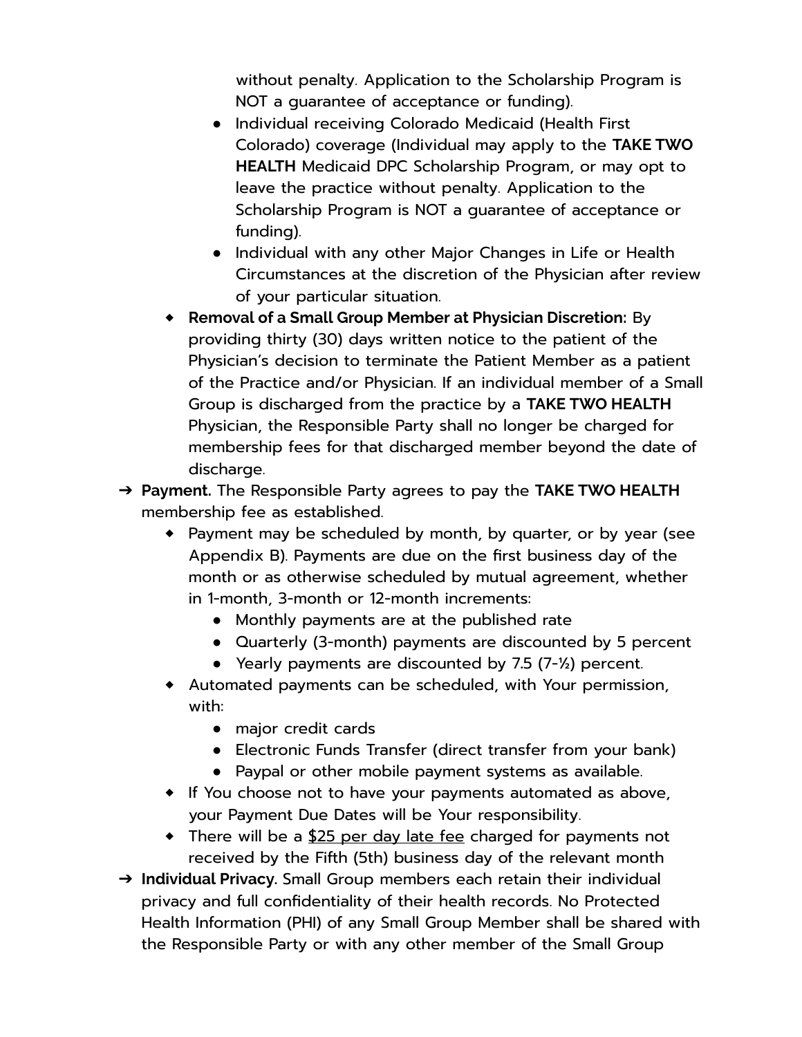without penalty. Application to the Scholarship Program is NOT a guarantee of acceptance or funding).
        - Individual receiving Colorado Medicaid (Health First Colorado) coverage (Individual may apply to the **TAKE TWO HEALTH** Medicaid DPC Scholarship Program, or may opt to leave the practice without penalty. Application to the Scholarship Program is NOT a guarantee of acceptance or funding).
        - Individual with any other Major Changes in Life or Health Circumstances at the discretion of the Physician after review of your particular situation.
    - **Removal of a Small Group Member at Physician Discretion:** By providing thirty (30) days written notice to the patient of the Physician's decision to terminate the Patient Member as a patient of the Practice and/or Physician. If an individual member of a Small Group is discharged from the practice by a **TAKE TWO HEALTH** Physician, the Responsible Party shall no longer be charged for membership fees for that discharged member beyond the date of discharge.
- **Payment.** The Responsible Party agrees to pay the **TAKE TWO HEALTH** membership fee as established.
    - Payment may be scheduled by month, by quarter, or by year (see Appendix B). Payments are due on the first business day of the month or as otherwise scheduled by mutual agreement, whether in 1-month, 3-month or 12-month increments:
        - Monthly payments are at the published rate
        - Quarterly (3-month) payments are discounted by 5 percent
        - Yearly payments are discounted by 7.5 (7-½) percent.
    - Automated payments can be scheduled, with Your permission, with:
        - major credit cards
        - Electronic Funds Transfer (direct transfer from your bank)
        - Paypal or other mobile payment systems as available.
    - If You choose not to have your payments automated as above, your Payment Due Dates will be Your responsibility.
    - There will be a <u>$25 per day late fee</u> charged for payments not received by the Fifth (5th) business day of the relevant month
- **Individual Privacy.** Small Group members each retain their individual privacy and full confidentiality of their health records. No Protected Health Information (PHI) of any Small Group Member shall be shared with the Responsible Party or with any other member of the Small Group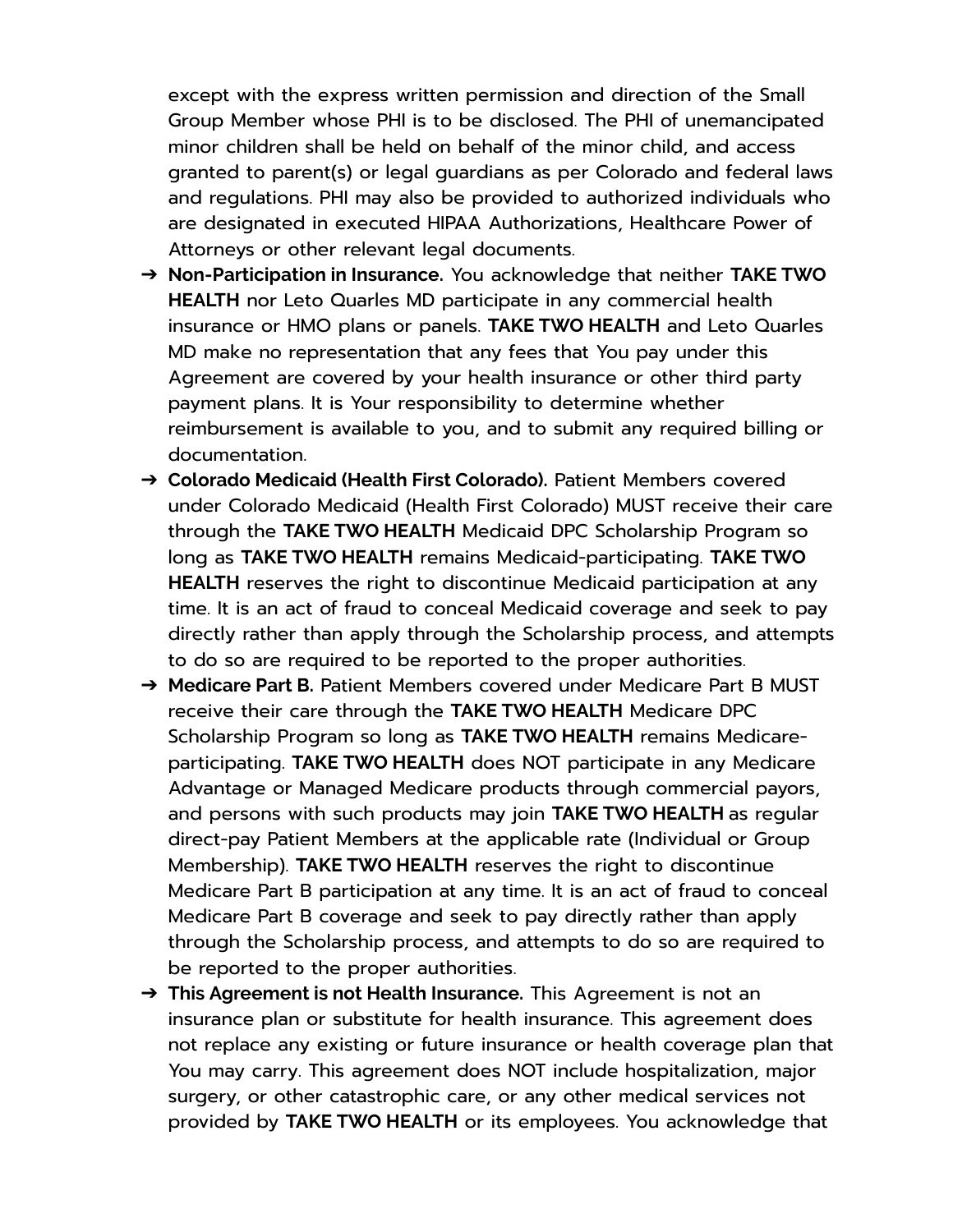except with the express written permission and direction of the Small Group Member whose PHI is to be disclosed. The PHI of unemancipated minor children shall be held on behalf of the minor child, and access granted to parent(s) or legal guardians as per Colorado and federal laws and regulations. PHI may also be provided to authorized individuals who are designated in executed HIPAA Authorizations, Healthcare Power of Attorneys or other relevant legal documents.

- ➔ **Non-Participation in Insurance.** You acknowledge that neither **TAKE TWO HEALTH** nor Leto Quarles MD participate in any commercial health insurance or HMO plans or panels. **TAKE TWO HEALTH** and Leto Quarles MD make no representation that any fees that You pay under this Agreement are covered by your health insurance or other third party payment plans. It is Your responsibility to determine whether reimbursement is available to you, and to submit any required billing or documentation.
- ➔ **Colorado Medicaid (Health First Colorado).** Patient Members covered under Colorado Medicaid (Health First Colorado) MUST receive their care through the **TAKE TWO HEALTH** Medicaid DPC Scholarship Program so long as **TAKE TWO HEALTH** remains Medicaid-participating. **TAKE TWO HEALTH** reserves the right to discontinue Medicaid participation at any time. It is an act of fraud to conceal Medicaid coverage and seek to pay directly rather than apply through the Scholarship process, and attempts to do so are required to be reported to the proper authorities.
- ➔ **Medicare Part B.** Patient Members covered under Medicare Part B MUST receive their care through the **TAKE TWO HEALTH** Medicare DPC Scholarship Program so long as **TAKE TWO HEALTH** remains Medicare-participating. **TAKE TWO HEALTH** does NOT participate in any Medicare Advantage or Managed Medicare products through commercial payors, and persons with such products may join **TAKE TWO HEALTH** as regular direct-pay Patient Members at the applicable rate (Individual or Group Membership). **TAKE TWO HEALTH** reserves the right to discontinue Medicare Part B participation at any time. It is an act of fraud to conceal Medicare Part B coverage and seek to pay directly rather than apply through the Scholarship process, and attempts to do so are required to be reported to the proper authorities.
- ➔ **This Agreement is not Health Insurance.** This Agreement is not an insurance plan or substitute for health insurance. This agreement does not replace any existing or future insurance or health coverage plan that You may carry. This agreement does NOT include hospitalization, major surgery, or other catastrophic care, or any other medical services not provided by **TAKE TWO HEALTH** or its employees. You acknowledge that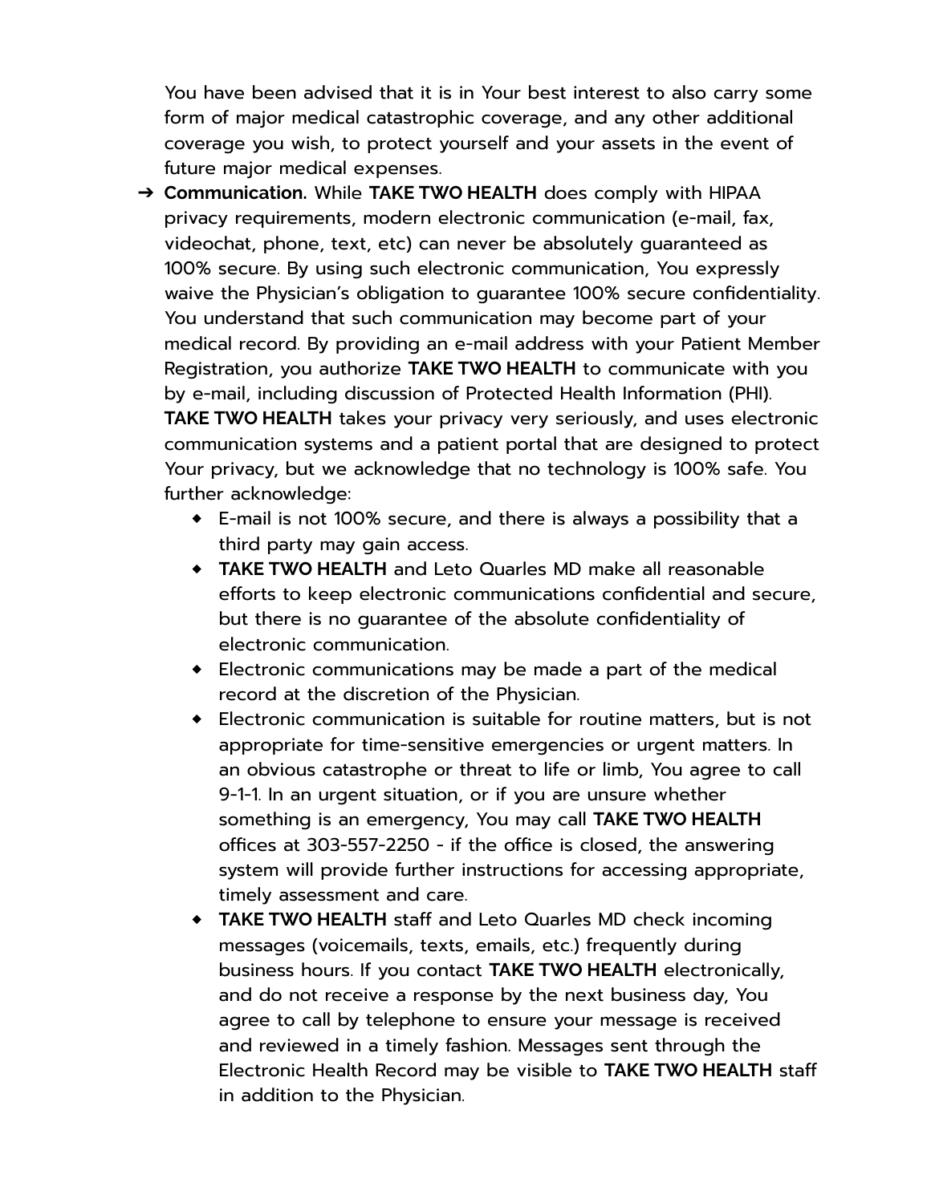You have been advised that it is in Your best interest to also carry some form of major medical catastrophic coverage, and any other additional coverage you wish, to protect yourself and your assets in the event of future major medical expenses.

- ➔ **Communication.** While **TAKE TWO HEALTH** does comply with HIPAA privacy requirements, modern electronic communication (e-mail, fax, videochat, phone, text, etc) can never be absolutely guaranteed as 100% secure. By using such electronic communication, You expressly waive the Physician's obligation to guarantee 100% secure confidentiality. You understand that such communication may become part of your medical record. By providing an e-mail address with your Patient Member Registration, you authorize **TAKE TWO HEALTH** to communicate with you by e-mail, including discussion of Protected Health Information (PHI). **TAKE TWO HEALTH** takes your privacy very seriously, and uses electronic communication systems and a patient portal that are designed to protect Your privacy, but we acknowledge that no technology is 100% safe. You further acknowledge:
  - E-mail is not 100% secure, and there is always a possibility that a third party may gain access.
  - **TAKE TWO HEALTH** and Leto Quarles MD make all reasonable efforts to keep electronic communications confidential and secure, but there is no guarantee of the absolute confidentiality of electronic communication.
  - Electronic communications may be made a part of the medical record at the discretion of the Physician.
  - Electronic communication is suitable for routine matters, but is not appropriate for time-sensitive emergencies or urgent matters. In an obvious catastrophe or threat to life or limb, You agree to call 9-1-1. In an urgent situation, or if you are unsure whether something is an emergency, You may call **TAKE TWO HEALTH** offices at 303-557-2250 - if the office is closed, the answering system will provide further instructions for accessing appropriate, timely assessment and care.
  - **TAKE TWO HEALTH** staff and Leto Quarles MD check incoming messages (voicemails, texts, emails, etc.) frequently during business hours. If you contact **TAKE TWO HEALTH** electronically, and do not receive a response by the next business day, You agree to call by telephone to ensure your message is received and reviewed in a timely fashion. Messages sent through the Electronic Health Record may be visible to **TAKE TWO HEALTH** staff in addition to the Physician.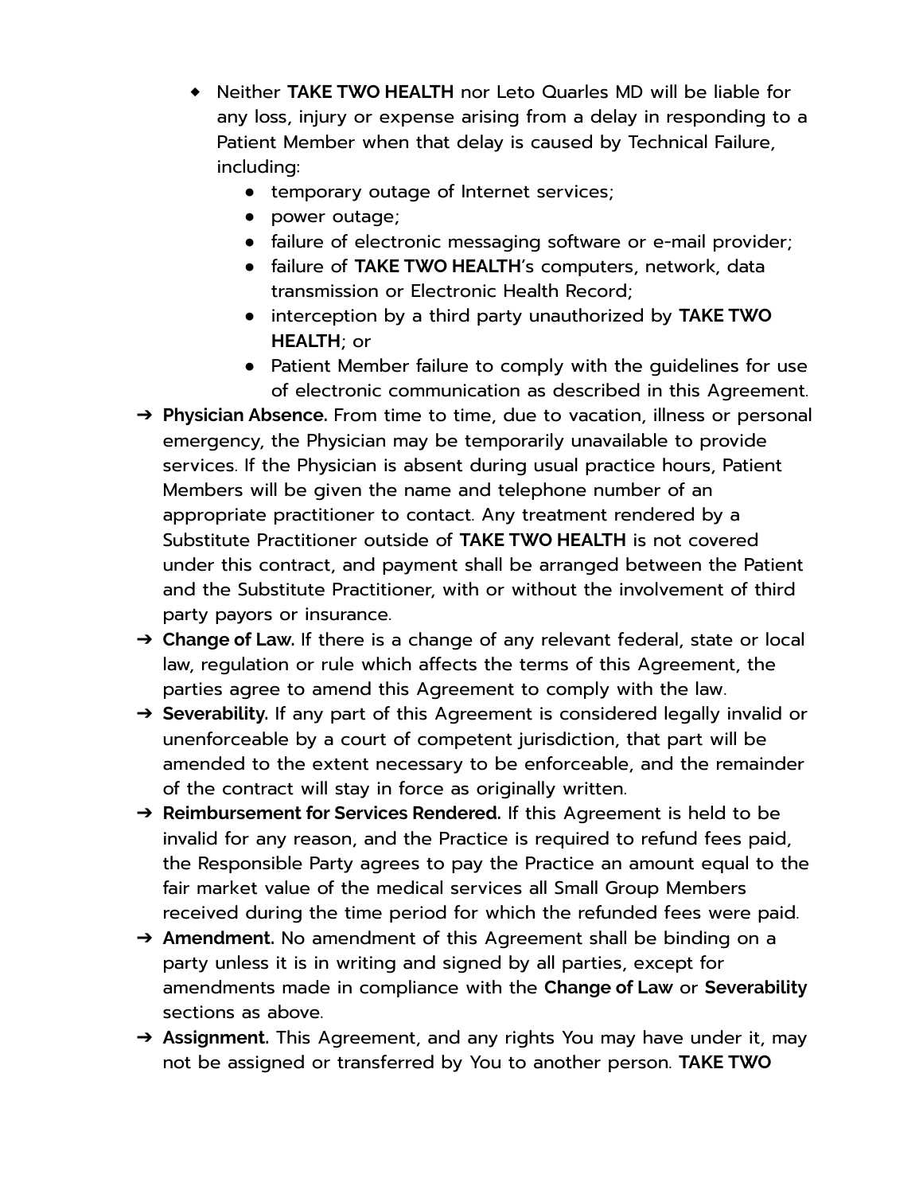- Neither **TAKE TWO HEALTH** nor Leto Quarles MD will be liable for any loss, injury or expense arising from a delay in responding to a Patient Member when that delay is caused by Technical Failure, including:
  - temporary outage of Internet services;
  - power outage;
  - failure of electronic messaging software or e-mail provider;
  - failure of **TAKE TWO HEALTH**'s computers, network, data transmission or Electronic Health Record;
  - interception by a third party unauthorized by **TAKE TWO HEALTH**; or
  - Patient Member failure to comply with the guidelines for use of electronic communication as described in this Agreement.

➔ **Physician Absence.** From time to time, due to vacation, illness or personal emergency, the Physician may be temporarily unavailable to provide services. If the Physician is absent during usual practice hours, Patient Members will be given the name and telephone number of an appropriate practitioner to contact. Any treatment rendered by a Substitute Practitioner outside of **TAKE TWO HEALTH** is not covered under this contract, and payment shall be arranged between the Patient and the Substitute Practitioner, with or without the involvement of third party payors or insurance.

➔ **Change of Law.** If there is a change of any relevant federal, state or local law, regulation or rule which affects the terms of this Agreement, the parties agree to amend this Agreement to comply with the law.

➔ **Severability.** If any part of this Agreement is considered legally invalid or unenforceable by a court of competent jurisdiction, that part will be amended to the extent necessary to be enforceable, and the remainder of the contract will stay in force as originally written.

➔ **Reimbursement for Services Rendered.** If this Agreement is held to be invalid for any reason, and the Practice is required to refund fees paid, the Responsible Party agrees to pay the Practice an amount equal to the fair market value of the medical services all Small Group Members received during the time period for which the refunded fees were paid.

➔ **Amendment.** No amendment of this Agreement shall be binding on a party unless it is in writing and signed by all parties, except for amendments made in compliance with the **Change of Law** or **Severability** sections as above.

➔ **Assignment.** This Agreement, and any rights You may have under it, may not be assigned or transferred by You to another person. **TAKE TWO**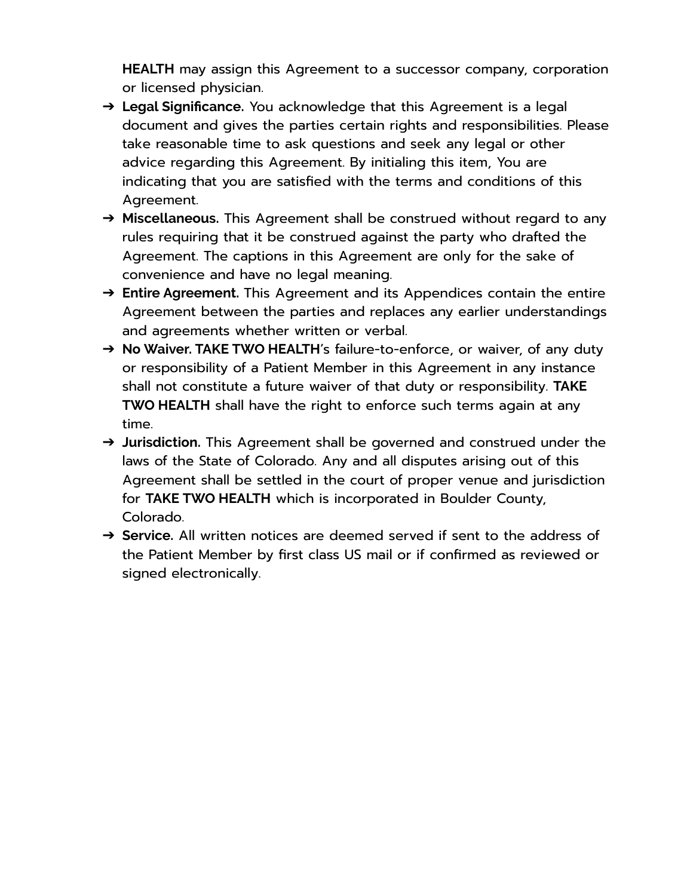**HEALTH** may assign this Agreement to a successor company, corporation or licensed physician.

- **Legal Significance.** You acknowledge that this Agreement is a legal document and gives the parties certain rights and responsibilities. Please take reasonable time to ask questions and seek any legal or other advice regarding this Agreement. By initialing this item, You are indicating that you are satisfied with the terms and conditions of this Agreement.
- **Miscellaneous.** This Agreement shall be construed without regard to any rules requiring that it be construed against the party who drafted the Agreement. The captions in this Agreement are only for the sake of convenience and have no legal meaning.
- **Entire Agreement.** This Agreement and its Appendices contain the entire Agreement between the parties and replaces any earlier understandings and agreements whether written or verbal.
- **No Waiver. TAKE TWO HEALTH**'s failure-to-enforce, or waiver, of any duty or responsibility of a Patient Member in this Agreement in any instance shall not constitute a future waiver of that duty or responsibility. **TAKE TWO HEALTH** shall have the right to enforce such terms again at any time.
- **Jurisdiction.** This Agreement shall be governed and construed under the laws of the State of Colorado. Any and all disputes arising out of this Agreement shall be settled in the court of proper venue and jurisdiction for **TAKE TWO HEALTH** which is incorporated in Boulder County, Colorado.
- **Service.** All written notices are deemed served if sent to the address of the Patient Member by first class US mail or if confirmed as reviewed or signed electronically.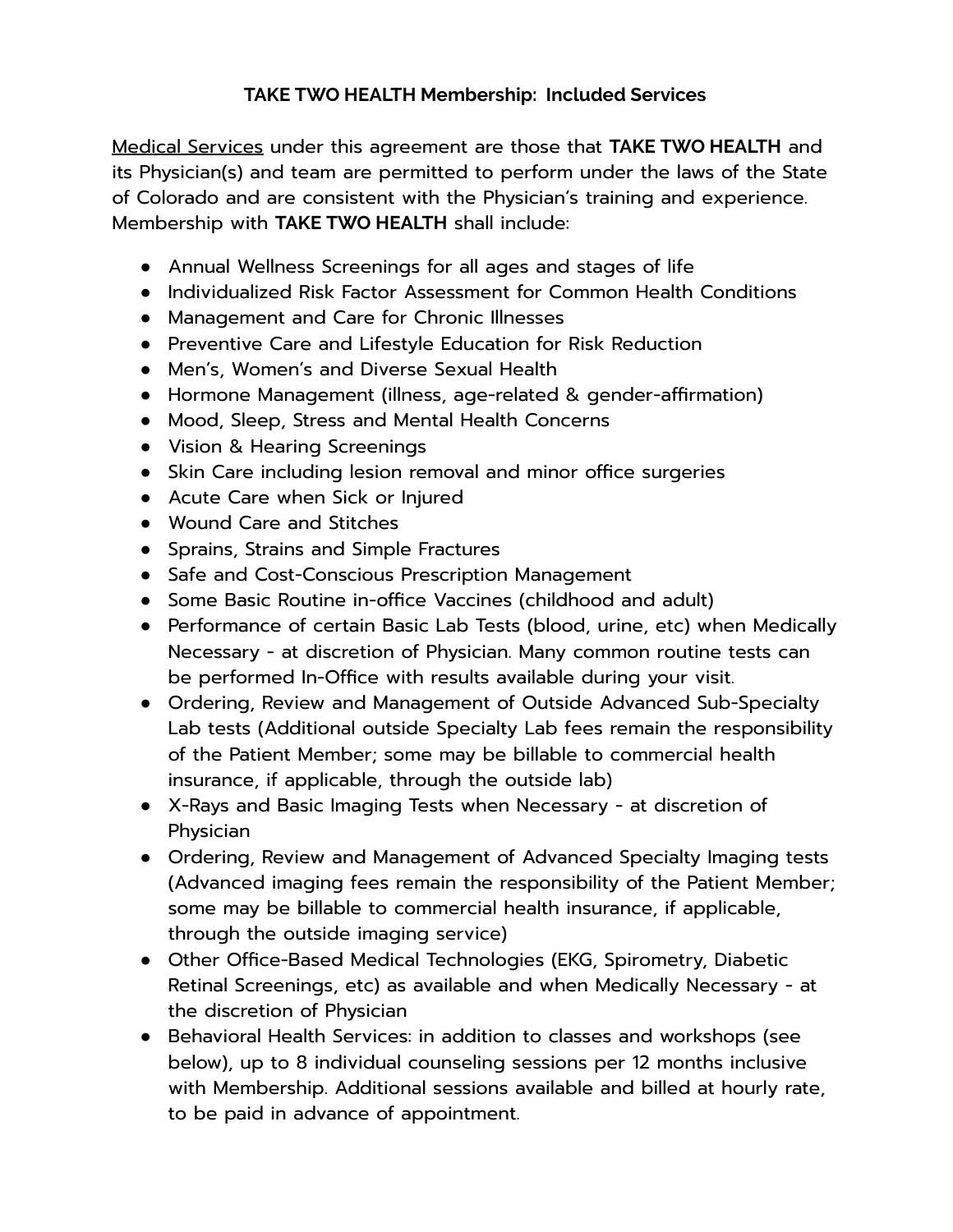**TAKE TWO HEALTH Membership: Included Services**

<u>Medical Services</u> under this agreement are those that **TAKE TWO HEALTH** and its Physician(s) and team are permitted to perform under the laws of the State of Colorado and are consistent with the Physician's training and experience. Membership with **TAKE TWO HEALTH** shall include:

- Annual Wellness Screenings for all ages and stages of life
- Individualized Risk Factor Assessment for Common Health Conditions
- Management and Care for Chronic Illnesses
- Preventive Care and Lifestyle Education for Risk Reduction
- Men's, Women's and Diverse Sexual Health
- Hormone Management (illness, age-related & gender-affirmation)
- Mood, Sleep, Stress and Mental Health Concerns
- Vision & Hearing Screenings
- Skin Care including lesion removal and minor office surgeries
- Acute Care when Sick or Injured
- Wound Care and Stitches
- Sprains, Strains and Simple Fractures
- Safe and Cost-Conscious Prescription Management
- Some Basic Routine in-office Vaccines (childhood and adult)
- Performance of certain Basic Lab Tests (blood, urine, etc) when Medically Necessary - at discretion of Physician. Many common routine tests can be performed In-Office with results available during your visit.
- Ordering, Review and Management of Outside Advanced Sub-Specialty Lab tests (Additional outside Specialty Lab fees remain the responsibility of the Patient Member; some may be billable to commercial health insurance, if applicable, through the outside lab)
- X-Rays and Basic Imaging Tests when Necessary - at discretion of Physician
- Ordering, Review and Management of Advanced Specialty Imaging tests (Advanced imaging fees remain the responsibility of the Patient Member; some may be billable to commercial health insurance, if applicable, through the outside imaging service)
- Other Office-Based Medical Technologies (EKG, Spirometry, Diabetic Retinal Screenings, etc) as available and when Medically Necessary - at the discretion of Physician
- Behavioral Health Services: in addition to classes and workshops (see below), up to 8 individual counseling sessions per 12 months inclusive with Membership. Additional sessions available and billed at hourly rate, to be paid in advance of appointment.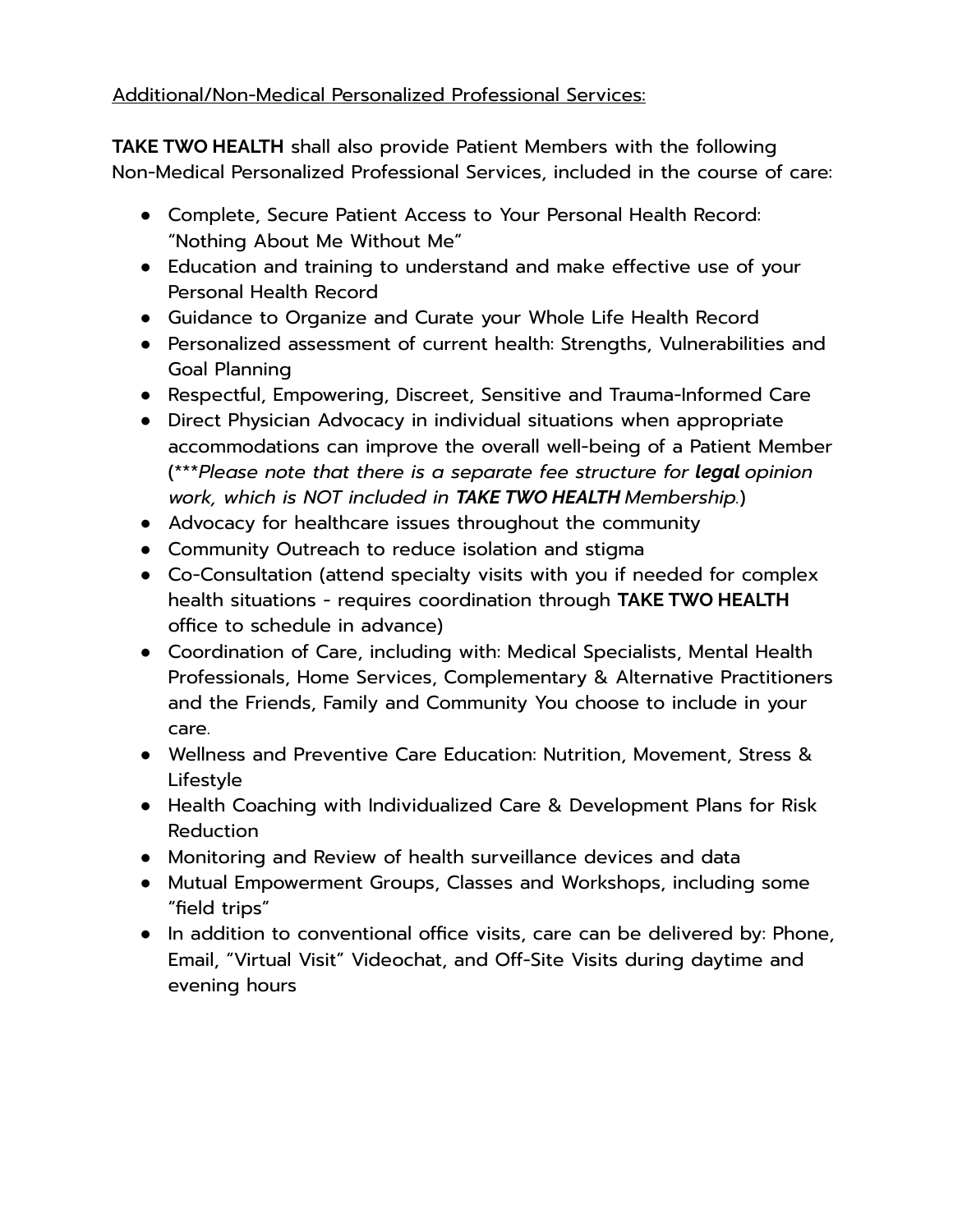Additional/Non-Medical Personalized Professional Services:

**TAKE TWO HEALTH** shall also provide Patient Members with the following Non-Medical Personalized Professional Services, included in the course of care:

- Complete, Secure Patient Access to Your Personal Health Record: "Nothing About Me Without Me"
- Education and training to understand and make effective use of your Personal Health Record
- Guidance to Organize and Curate your Whole Life Health Record
- Personalized assessment of current health: Strengths, Vulnerabilities and Goal Planning
- Respectful, Empowering, Discreet, Sensitive and Trauma-Informed Care
- Direct Physician Advocacy in individual situations when appropriate accommodations can improve the overall well-being of a Patient Member (****Please note that there is a separate fee structure for* ***legal*** *opinion work, which is NOT included in* ***TAKE TWO HEALTH*** *Membership.*)
- Advocacy for healthcare issues throughout the community
- Community Outreach to reduce isolation and stigma
- Co-Consultation (attend specialty visits with you if needed for complex health situations - requires coordination through **TAKE TWO HEALTH** office to schedule in advance)
- Coordination of Care, including with: Medical Specialists, Mental Health Professionals, Home Services, Complementary & Alternative Practitioners and the Friends, Family and Community You choose to include in your care.
- Wellness and Preventive Care Education: Nutrition, Movement, Stress & Lifestyle
- Health Coaching with Individualized Care & Development Plans for Risk Reduction
- Monitoring and Review of health surveillance devices and data
- Mutual Empowerment Groups, Classes and Workshops, including some "field trips"
- In addition to conventional office visits, care can be delivered by: Phone, Email, "Virtual Visit" Videochat, and Off-Site Visits during daytime and evening hours